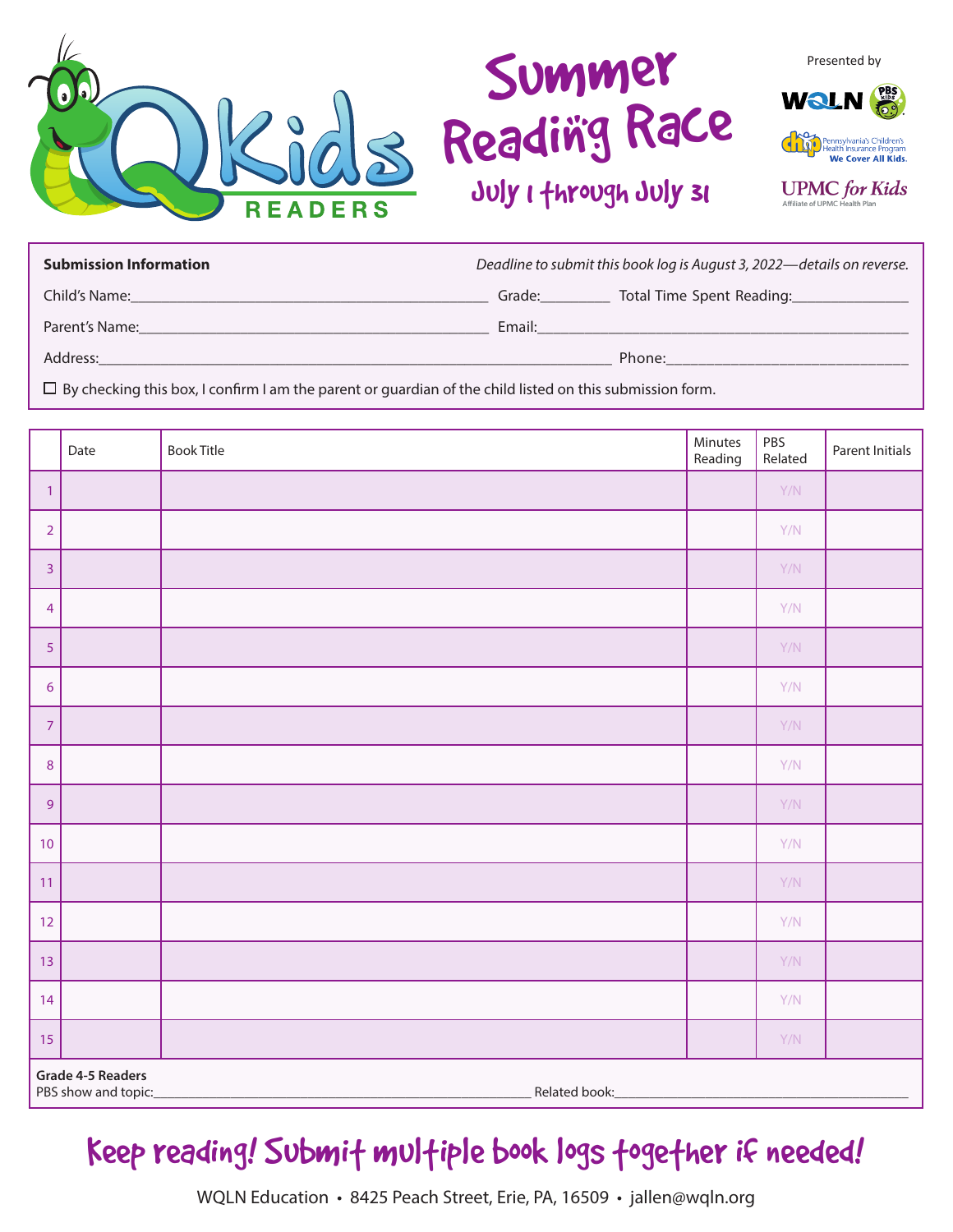# QKids READERS

# Summer Reading Race

## July 1 through July 31

Presented by

WQLN PBS KIDS

chip Pennsylvania's Children's Health Insurance Program — We Cover All Kids.

UPMC *for Kids* — Affiliate of UPMC Health Plan

---

**Submission Information** — *Deadline to submit this book log is August 3, 2022—details on reverse.*

Child's Name:______________________________ Grade:________ Total Time Spent Reading:______________

Parent's Name:______________________________ Email:______________________________

Address:______________________________ Phone:______________________________

☐ By checking this box, I confirm I am the parent or guardian of the child listed on this submission form.

|  | Date | Book Title | Minutes Reading | PBS Related | Parent Initials |
|---|---|---|---|---|---|
| 1 |  |  |  | Y/N |  |
| 2 |  |  |  | Y/N |  |
| 3 |  |  |  | Y/N |  |
| 4 |  |  |  | Y/N |  |
| 5 |  |  |  | Y/N |  |
| 6 |  |  |  | Y/N |  |
| 7 |  |  |  | Y/N |  |
| 8 |  |  |  | Y/N |  |
| 9 |  |  |  | Y/N |  |
| 10 |  |  |  | Y/N |  |
| 11 |  |  |  | Y/N |  |
| 12 |  |  |  | Y/N |  |
| 13 |  |  |  | Y/N |  |
| 14 |  |  |  | Y/N |  |
| 15 |  |  |  | Y/N |  |

**Grade 4-5 Readers**
PBS show and topic:______________________________ Related book:______________________________

## Keep reading! Submit multiple book logs together if needed!

WQLN Education • 8425 Peach Street, Erie, PA, 16509 • jallen@wqln.org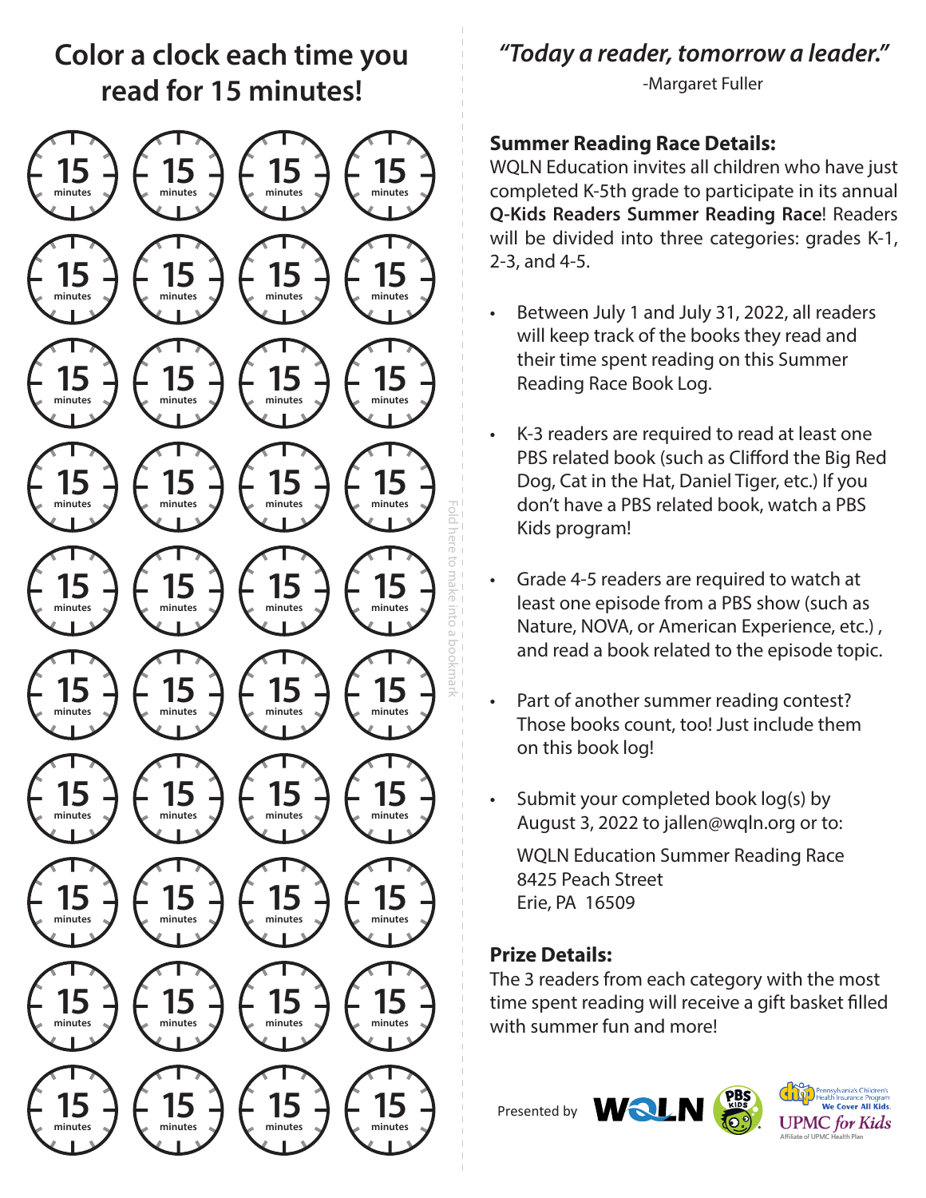# Color a clock each time you read for 15 minutes!

15 minutes | 15 minutes | 15 minutes | 15 minutes
15 minutes | 15 minutes | 15 minutes | 15 minutes
15 minutes | 15 minutes | 15 minutes | 15 minutes
15 minutes | 15 minutes | 15 minutes | 15 minutes
15 minutes | 15 minutes | 15 minutes | 15 minutes
15 minutes | 15 minutes | 15 minutes | 15 minutes
15 minutes | 15 minutes | 15 minutes | 15 minutes
15 minutes | 15 minutes | 15 minutes | 15 minutes
15 minutes | 15 minutes | 15 minutes | 15 minutes
15 minutes | 15 minutes | 15 minutes | 15 minutes

Fold here to make into a bookmark

*"Today a reader, tomorrow a leader."*

-Margaret Fuller

**Summer Reading Race Details:**

WQLN Education invites all children who have just completed K-5th grade to participate in its annual **Q-Kids Readers Summer Reading Race**! Readers will be divided into three categories: grades K-1, 2-3, and 4-5.

- Between July 1 and July 31, 2022, all readers will keep track of the books they read and their time spent reading on this Summer Reading Race Book Log.
- K-3 readers are required to read at least one PBS related book (such as Clifford the Big Red Dog, Cat in the Hat, Daniel Tiger, etc.) If you don't have a PBS related book, watch a PBS Kids program!
- Grade 4-5 readers are required to watch at least one episode from a PBS show (such as Nature, NOVA, or American Experience, etc.) , and read a book related to the episode topic.
- Part of another summer reading contest? Those books count, too! Just include them on this book log!
- Submit your completed book log(s) by August 3, 2022 to jallen@wqln.org or to:

  WQLN Education Summer Reading Race
  8425 Peach Street
  Erie, PA 16509

**Prize Details:**

The 3 readers from each category with the most time spent reading will receive a gift basket filled with summer fun and more!

Presented by WQLN PBS KIDS

chip Pennsylvania's Children's Health Insurance Program We Cover All Kids.
UPMC *for Kids* Affiliate of UPMC Health Plan